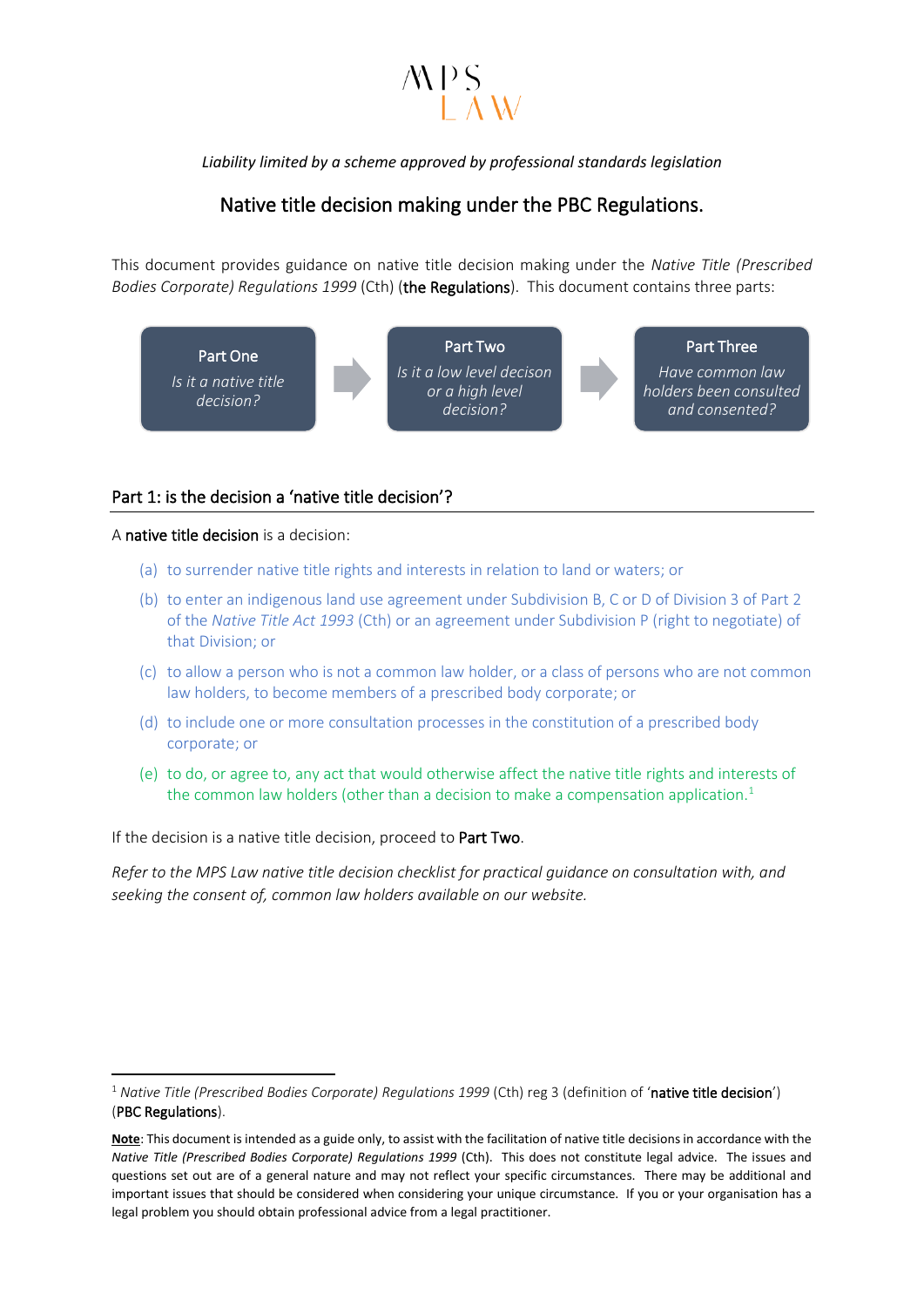MPS LAW

*Liability limited by a scheme approved by professional standards legislation*

# Native title decision making under the PBC Regulations.

This document provides guidance on native title decision making under the *Native Title (Prescribed Bodies Corporate) Regulations 1999* (Cth) (**the Regulations**). This document contains three parts:

**Part One** — *Is it a native title decision?* → **Part Two** — *Is it a low level decison or a high level decision?* → **Part Three** — *Have common law holders been consulted and consented?*

## Part 1: is the decision a 'native title decision'?

A **native title decision** is a decision:

(a) to surrender native title rights and interests in relation to land or waters; or

(b) to enter an indigenous land use agreement under Subdivision B, C or D of Division 3 of Part 2 of the *Native Title Act 1993* (Cth) or an agreement under Subdivision P (right to negotiate) of that Division; or

(c) to allow a person who is not a common law holder, or a class of persons who are not common law holders, to become members of a prescribed body corporate; or

(d) to include one or more consultation processes in the constitution of a prescribed body corporate; or

(e) to do, or agree to, any act that would otherwise affect the native title rights and interests of the common law holders (other than a decision to make a compensation application.[1]

If the decision is a native title decision, proceed to **Part Two**.

*Refer to the MPS Law native title decision checklist for practical guidance on consultation with, and seeking the consent of, common law holders available on our website.*

[1] *Native Title (Prescribed Bodies Corporate) Regulations 1999* (Cth) reg 3 (definition of '**native title decision**') (**PBC Regulations**).

**Note**: This document is intended as a guide only, to assist with the facilitation of native title decisions in accordance with the *Native Title (Prescribed Bodies Corporate) Regulations 1999* (Cth). This does not constitute legal advice. The issues and questions set out are of a general nature and may not reflect your specific circumstances. There may be additional and important issues that should be considered when considering your unique circumstance. If you or your organisation has a legal problem you should obtain professional advice from a legal practitioner.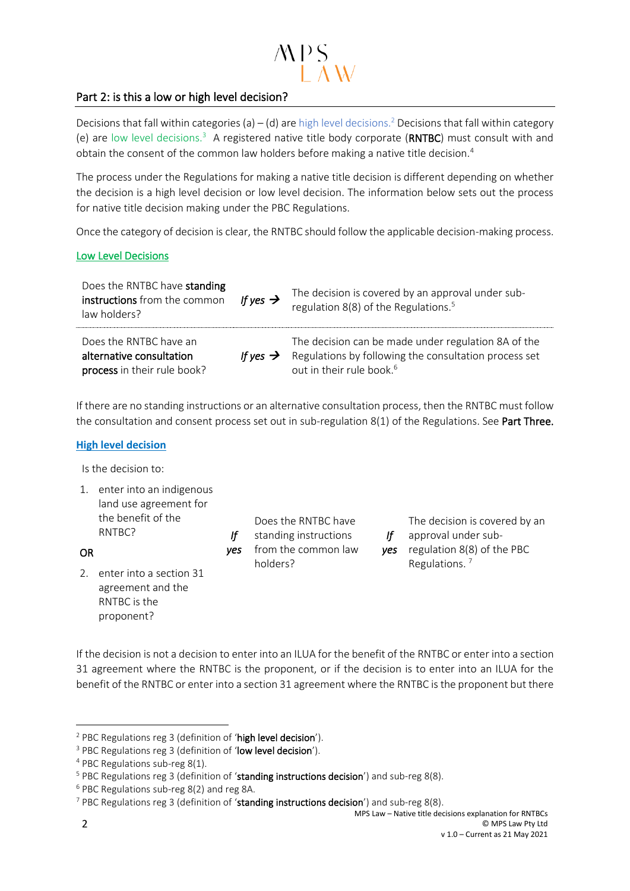## Part 2: is this a low or high level decision?

Decisions that fall within categories (a) – (d) are high level decisions.[2] Decisions that fall within category (e) are low level decisions.[3] A registered native title body corporate (**RNTBC**) must consult with and obtain the consent of the common law holders before making a native title decision.[4]

The process under the Regulations for making a native title decision is different depending on whether the decision is a high level decision or low level decision. The information below sets out the process for native title decision making under the PBC Regulations.

Once the category of decision is clear, the RNTBC should follow the applicable decision-making process.

### Low Level Decisions

| | | |
|---|---|---|
| Does the RNTBC have **standing instructions** from the common law holders? | *If yes* → | The decision is covered by an approval under sub-regulation 8(8) of the Regulations.[5] |
| Does the RNTBC have an **alternative consultation process** in their rule book? | *If yes* → | The decision can be made under regulation 8A of the Regulations by following the consultation process set out in their rule book.[6] |

If there are no standing instructions or an alternative consultation process, then the RNTBC must follow the consultation and consent process set out in sub-regulation 8(1) of the Regulations. See **Part Three.**

### High level decision

Is the decision to:

| | | | | |
|---|---|---|---|---|
| 1. enter into an indigenous land use agreement for the benefit of the RNTBC?<br><br>**OR**<br><br>2. enter into a section 31 agreement and the RNTBC is the proponent? | *If yes* | Does the RNTBC have standing instructions from the common law holders? | *If yes* | The decision is covered by an approval under sub-regulation 8(8) of the PBC Regulations.[7] |

If the decision is not a decision to enter into an ILUA for the benefit of the RNTBC or enter into a section 31 agreement where the RNTBC is the proponent, or if the decision is to enter into an ILUA for the benefit of the RNTBC or enter into a section 31 agreement where the RNTBC is the proponent but there

---

[2] PBC Regulations reg 3 (definition of '**high level decision**').

[3] PBC Regulations reg 3 (definition of '**low level decision**').

[4] PBC Regulations sub-reg 8(1).

[5] PBC Regulations reg 3 (definition of '**standing instructions decision**') and sub-reg 8(8).

[6] PBC Regulations sub-reg 8(2) and reg 8A.

[7] PBC Regulations reg 3 (definition of '**standing instructions decision**') and sub-reg 8(8).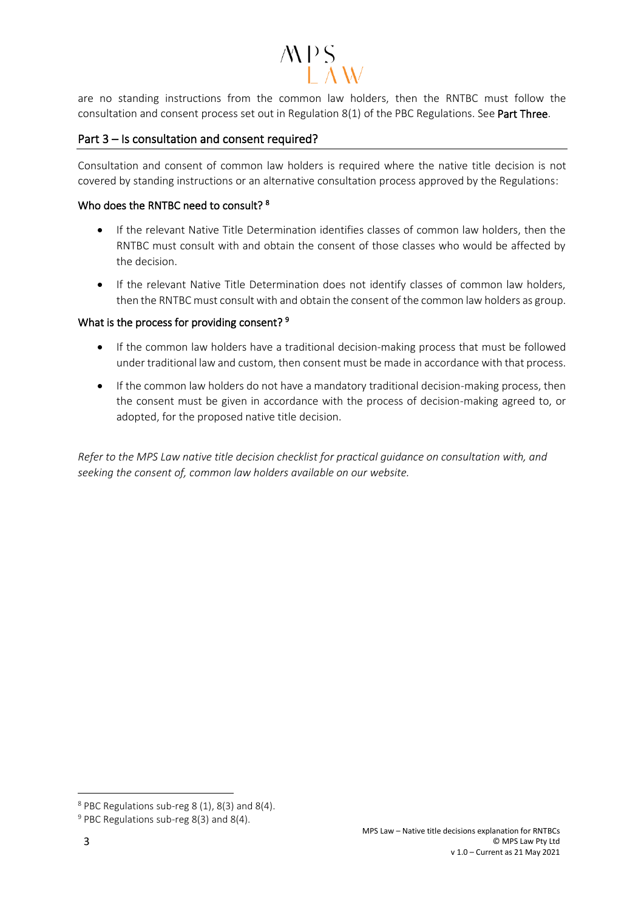are no standing instructions from the common law holders, then the RNTBC must follow the consultation and consent process set out in Regulation 8(1) of the PBC Regulations. See **Part Three**.

## Part 3 – Is consultation and consent required?

Consultation and consent of common law holders is required where the native title decision is not covered by standing instructions or an alternative consultation process approved by the Regulations:

### Who does the RNTBC need to consult? [8]

- If the relevant Native Title Determination identifies classes of common law holders, then the RNTBC must consult with and obtain the consent of those classes who would be affected by the decision.
- If the relevant Native Title Determination does not identify classes of common law holders, then the RNTBC must consult with and obtain the consent of the common law holders as group.

### What is the process for providing consent? [9]

- If the common law holders have a traditional decision-making process that must be followed under traditional law and custom, then consent must be made in accordance with that process.
- If the common law holders do not have a mandatory traditional decision-making process, then the consent must be given in accordance with the process of decision-making agreed to, or adopted, for the proposed native title decision.

*Refer to the MPS Law native title decision checklist for practical guidance on consultation with, and seeking the consent of, common law holders available on our website.*

---

[8] PBC Regulations sub-reg 8 (1), 8(3) and 8(4).

[9] PBC Regulations sub-reg 8(3) and 8(4).